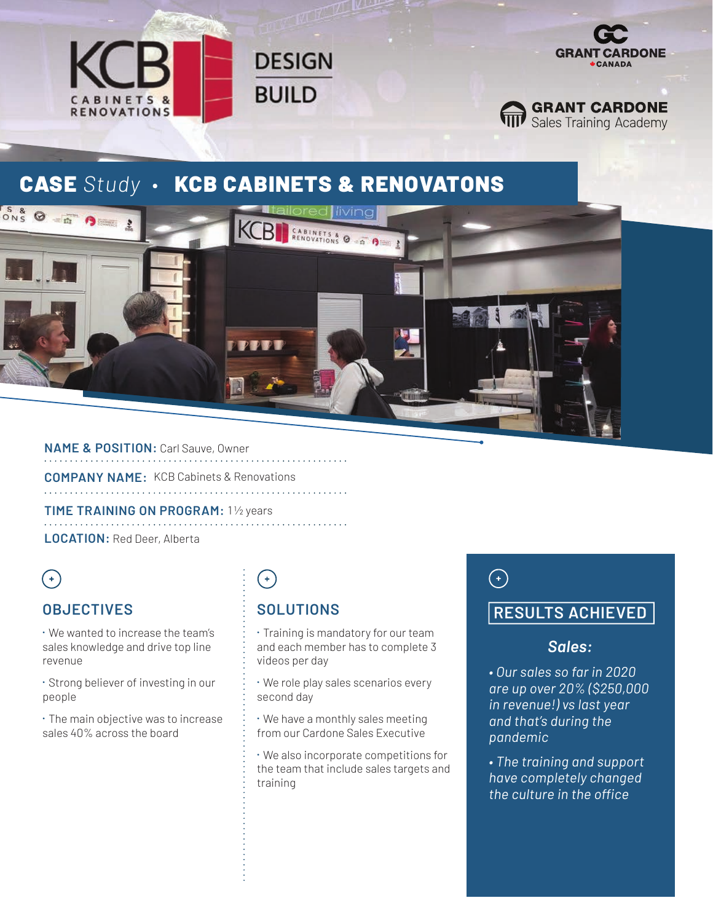KCB CABINETS & RENOVATIONS

DESIGN BUILD

GRANT CARDONE CANADA

GRANT CARDONE Sales Training Academy

# **CASE** *Study* • KCB CABINETS & RENOVATONS

**NAME & POSITION:** Carl Sauve, Owner

**COMPANY NAME:** KCB Cabinets & Renovations

**TIME TRAINING ON PROGRAM:** 1½ years

**LOCATION:** Red Deer, Alberta

## OBJECTIVES

- We wanted to increase the team's sales knowledge and drive top line revenue
- Strong believer of investing in our people
- The main objective was to increase sales 40% across the board

## SOLUTIONS

- Training is mandatory for our team and each member has to complete 3 videos per day
- We role play sales scenarios every second day
- We have a monthly sales meeting from our Cardone Sales Executive
- We also incorporate competitions for the team that include sales targets and training

## RESULTS ACHIEVED

### *Sales:*

- *Our sales so far in 2020 are up over 20% ($250,000 in revenue!) vs last year and that's during the pandemic*
- *The training and support have completely changed the culture in the office*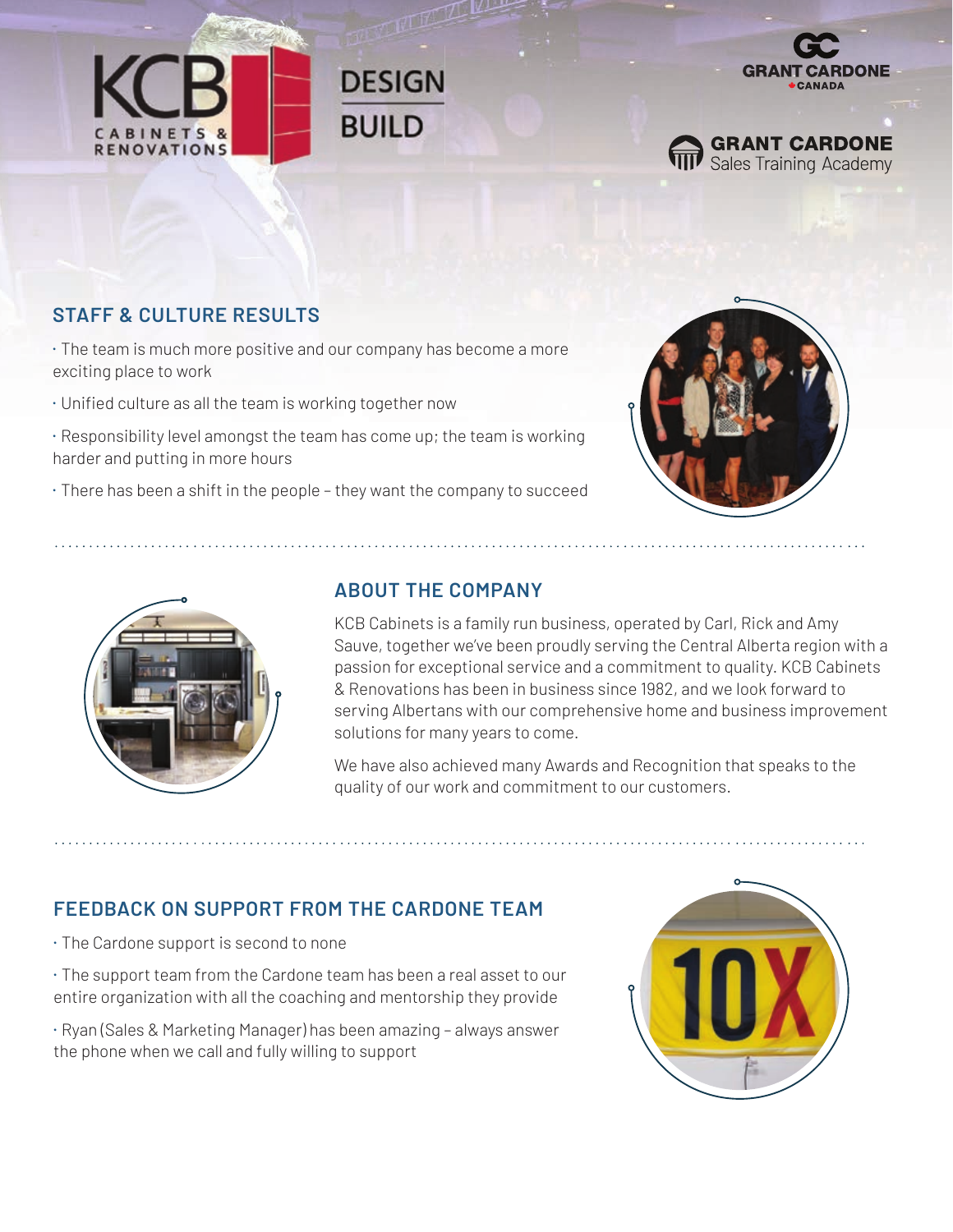KCB CABINETS & RENOVATIONS

DESIGN BUILD

GRANT CARDONE CANADA

GRANT CARDONE Sales Training Academy

## STAFF & CULTURE RESULTS

- The team is much more positive and our company has become a more exciting place to work
- Unified culture as all the team is working together now
- Responsibility level amongst the team has come up; the team is working harder and putting in more hours
- There has been a shift in the people – they want the company to succeed

## ABOUT THE COMPANY

KCB Cabinets is a family run business, operated by Carl, Rick and Amy Sauve, together we've been proudly serving the Central Alberta region with a passion for exceptional service and a commitment to quality. KCB Cabinets & Renovations has been in business since 1982, and we look forward to serving Albertans with our comprehensive home and business improvement solutions for many years to come.

We have also achieved many Awards and Recognition that speaks to the quality of our work and commitment to our customers.

## FEEDBACK ON SUPPORT FROM THE CARDONE TEAM

- The Cardone support is second to none
- The support team from the Cardone team has been a real asset to our entire organization with all the coaching and mentorship they provide
- Ryan (Sales & Marketing Manager) has been amazing – always answer the phone when we call and fully willing to support